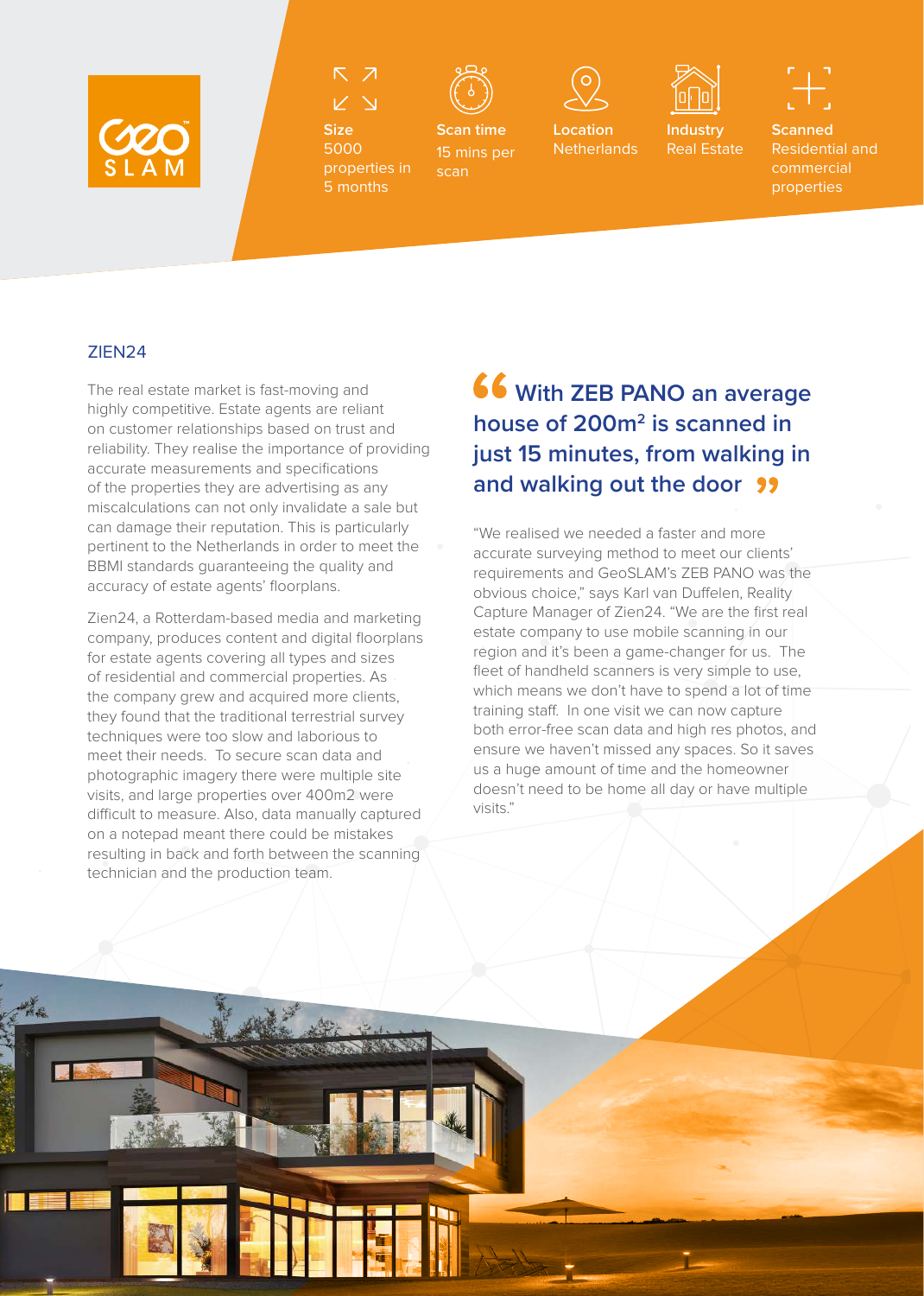GeoSLAM

**Size**
5000 properties in 5 months

**Scan time**
15 mins per scan

**Location**
Netherlands

**Industry**
Real Estate

**Scanned**
Residential and commercial properties

## ZIEN24

The real estate market is fast-moving and highly competitive. Estate agents are reliant on customer relationships based on trust and reliability. They realise the importance of providing accurate measurements and specifications of the properties they are advertising as any miscalculations can not only invalidate a sale but can damage their reputation. This is particularly pertinent to the Netherlands in order to meet the BBMI standards guaranteeing the quality and accuracy of estate agents' floorplans.

Zien24, a Rotterdam-based media and marketing company, produces content and digital floorplans for estate agents covering all types and sizes of residential and commercial properties. As the company grew and acquired more clients, they found that the traditional terrestrial survey techniques were too slow and laborious to meet their needs. To secure scan data and photographic imagery there were multiple site visits, and large properties over 400m2 were difficult to measure. Also, data manually captured on a notepad meant there could be mistakes resulting in back and forth between the scanning technician and the production team.

> **"With ZEB PANO an average house of 200m² is scanned in just 15 minutes, from walking in and walking out the door"**

"We realised we needed a faster and more accurate surveying method to meet our clients' requirements and GeoSLAM's ZEB PANO was the obvious choice," says Karl van Duffelen, Reality Capture Manager of Zien24. "We are the first real estate company to use mobile scanning in our region and it's been a game-changer for us. The fleet of handheld scanners is very simple to use, which means we don't have to spend a lot of time training staff. In one visit we can now capture both error-free scan data and high res photos, and ensure we haven't missed any spaces. So it saves us a huge amount of time and the homeowner doesn't need to be home all day or have multiple visits."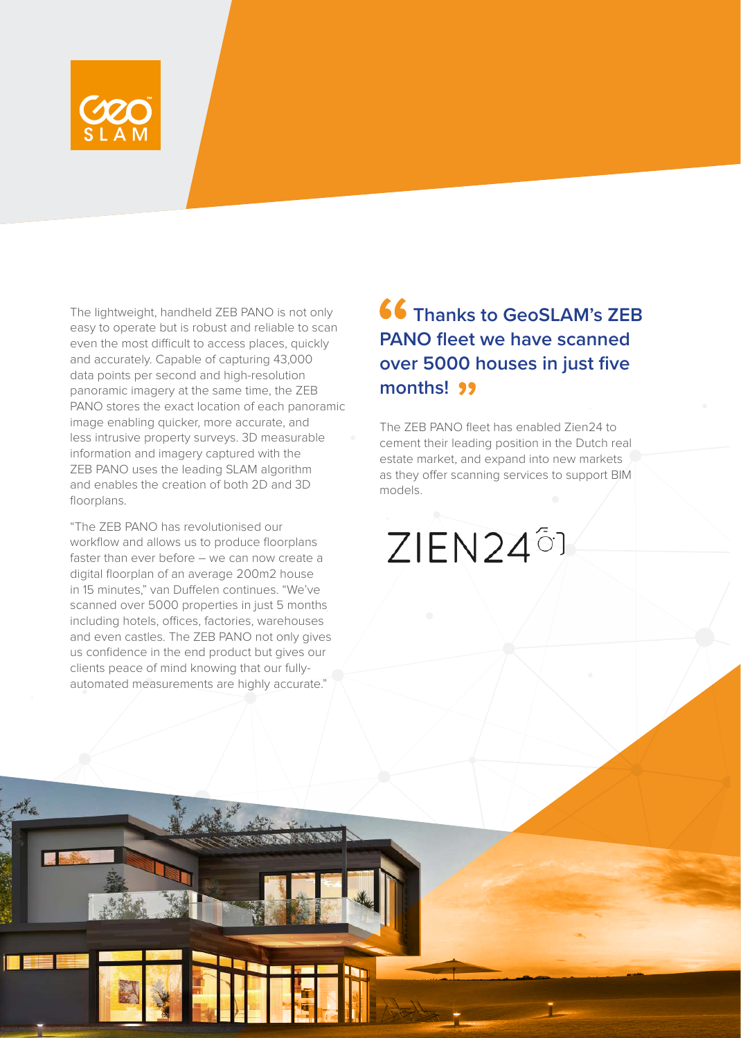The lightweight, handheld ZEB PANO is not only easy to operate but is robust and reliable to scan even the most difficult to access places, quickly and accurately. Capable of capturing 43,000 data points per second and high-resolution panoramic imagery at the same time, the ZEB PANO stores the exact location of each panoramic image enabling quicker, more accurate, and less intrusive property surveys. 3D measurable information and imagery captured with the ZEB PANO uses the leading SLAM algorithm and enables the creation of both 2D and 3D floorplans.

"The ZEB PANO has revolutionised our workflow and allows us to produce floorplans faster than ever before – we can now create a digital floorplan of an average 200m2 house in 15 minutes," van Duffelen continues. "We've scanned over 5000 properties in just 5 months including hotels, offices, factories, warehouses and even castles. The ZEB PANO not only gives us confidence in the end product but gives our clients peace of mind knowing that our fully-automated measurements are highly accurate."

> **"Thanks to GeoSLAM's ZEB PANO fleet we have scanned over 5000 houses in just five months!"**

The ZEB PANO fleet has enabled Zien24 to cement their leading position in the Dutch real estate market, and expand into new markets as they offer scanning services to support BIM models.